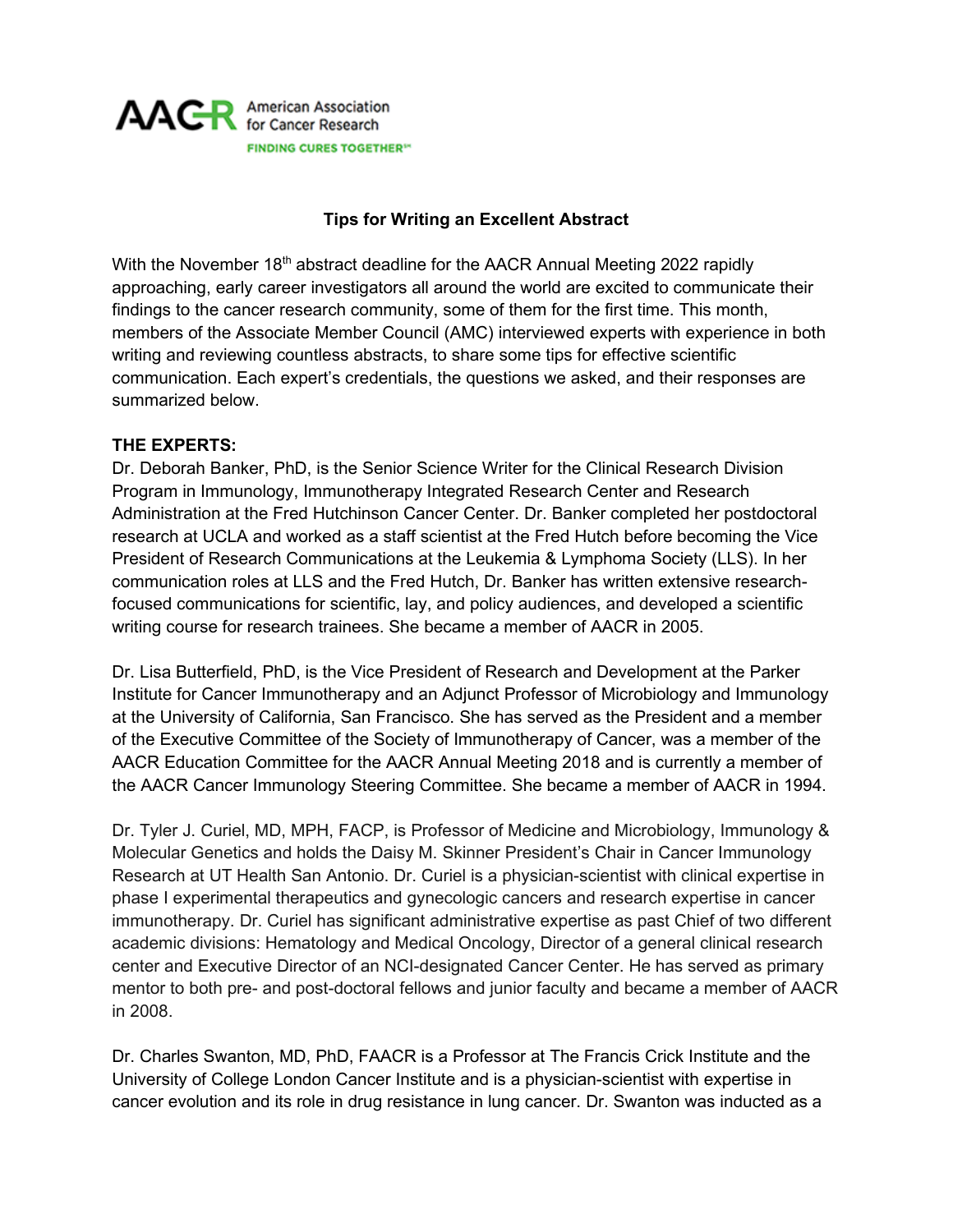AACR American Association for Cancer Research
FINDING CURES TOGETHER℠

## Tips for Writing an Excellent Abstract

With the November 18th abstract deadline for the AACR Annual Meeting 2022 rapidly approaching, early career investigators all around the world are excited to communicate their findings to the cancer research community, some of them for the first time. This month, members of the Associate Member Council (AMC) interviewed experts with experience in both writing and reviewing countless abstracts, to share some tips for effective scientific communication. Each expert's credentials, the questions we asked, and their responses are summarized below.

**THE EXPERTS:**

Dr. Deborah Banker, PhD, is the Senior Science Writer for the Clinical Research Division Program in Immunology, Immunotherapy Integrated Research Center and Research Administration at the Fred Hutchinson Cancer Center. Dr. Banker completed her postdoctoral research at UCLA and worked as a staff scientist at the Fred Hutch before becoming the Vice President of Research Communications at the Leukemia & Lymphoma Society (LLS). In her communication roles at LLS and the Fred Hutch, Dr. Banker has written extensive research-focused communications for scientific, lay, and policy audiences, and developed a scientific writing course for research trainees. She became a member of AACR in 2005.

Dr. Lisa Butterfield, PhD, is the Vice President of Research and Development at the Parker Institute for Cancer Immunotherapy and an Adjunct Professor of Microbiology and Immunology at the University of California, San Francisco. She has served as the President and a member of the Executive Committee of the Society of Immunotherapy of Cancer, was a member of the AACR Education Committee for the AACR Annual Meeting 2018 and is currently a member of the AACR Cancer Immunology Steering Committee. She became a member of AACR in 1994.

Dr. Tyler J. Curiel, MD, MPH, FACP, is Professor of Medicine and Microbiology, Immunology & Molecular Genetics and holds the Daisy M. Skinner President's Chair in Cancer Immunology Research at UT Health San Antonio. Dr. Curiel is a physician-scientist with clinical expertise in phase I experimental therapeutics and gynecologic cancers and research expertise in cancer immunotherapy. Dr. Curiel has significant administrative expertise as past Chief of two different academic divisions: Hematology and Medical Oncology, Director of a general clinical research center and Executive Director of an NCI-designated Cancer Center. He has served as primary mentor to both pre- and post-doctoral fellows and junior faculty and became a member of AACR in 2008.

Dr. Charles Swanton, MD, PhD, FAACR is a Professor at The Francis Crick Institute and the University of College London Cancer Institute and is a physician-scientist with expertise in cancer evolution and its role in drug resistance in lung cancer. Dr. Swanton was inducted as a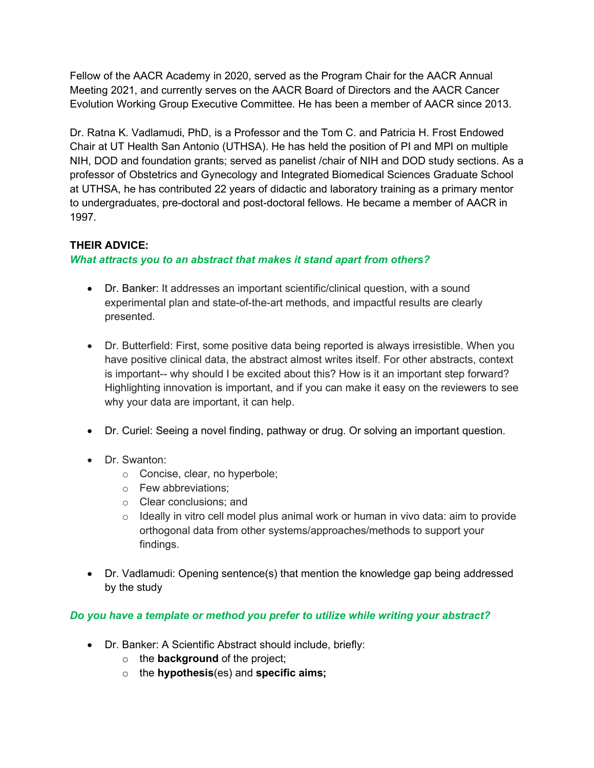Fellow of the AACR Academy in 2020, served as the Program Chair for the AACR Annual Meeting 2021, and currently serves on the AACR Board of Directors and the AACR Cancer Evolution Working Group Executive Committee. He has been a member of AACR since 2013.

Dr. Ratna K. Vadlamudi, PhD, is a Professor and the Tom C. and Patricia H. Frost Endowed Chair at UT Health San Antonio (UTHSA). He has held the position of PI and MPI on multiple NIH, DOD and foundation grants; served as panelist /chair of NIH and DOD study sections. As a professor of Obstetrics and Gynecology and Integrated Biomedical Sciences Graduate School at UTHSA, he has contributed 22 years of didactic and laboratory training as a primary mentor to undergraduates, pre-doctoral and post-doctoral fellows. He became a member of AACR in 1997.

**THEIR ADVICE:**

***What attracts you to an abstract that makes it stand apart from others?***

- Dr. Banker: It addresses an important scientific/clinical question, with a sound experimental plan and state-of-the-art methods, and impactful results are clearly presented.

- Dr. Butterfield: First, some positive data being reported is always irresistible. When you have positive clinical data, the abstract almost writes itself. For other abstracts, context is important-- why should I be excited about this? How is it an important step forward? Highlighting innovation is important, and if you can make it easy on the reviewers to see why your data are important, it can help.

- Dr. Curiel: Seeing a novel finding, pathway or drug. Or solving an important question.

- Dr. Swanton:
  - Concise, clear, no hyperbole;
  - Few abbreviations;
  - Clear conclusions; and
  - Ideally in vitro cell model plus animal work or human in vivo data: aim to provide orthogonal data from other systems/approaches/methods to support your findings.

- Dr. Vadlamudi: Opening sentence(s) that mention the knowledge gap being addressed by the study

***Do you have a template or method you prefer to utilize while writing your abstract?***

- Dr. Banker: A Scientific Abstract should include, briefly:
  - the **background** of the project;
  - the **hypothesis**(es) and **specific aims;**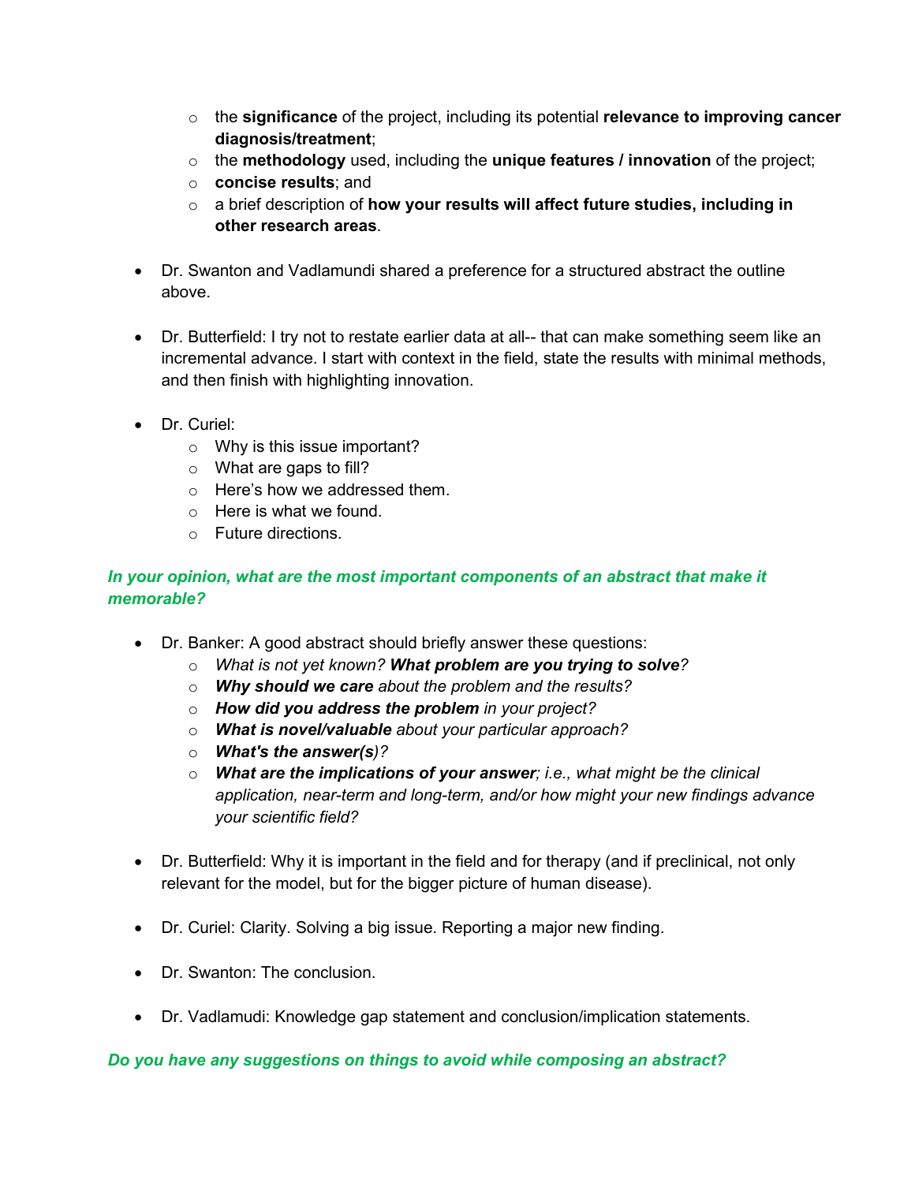- the **significance** of the project, including its potential **relevance to improving cancer diagnosis/treatment**;
   - the **methodology** used, including the **unique features / innovation** of the project;
   - **concise results**; and
   - a brief description of **how your results will affect future studies, including in other research areas**.

- Dr. Swanton and Vadlamundi shared a preference for a structured abstract the outline above.

- Dr. Butterfield: I try not to restate earlier data at all-- that can make something seem like an incremental advance. I start with context in the field, state the results with minimal methods, and then finish with highlighting innovation.

- Dr. Curiel:
  - Why is this issue important?
  - What are gaps to fill?
  - Here's how we addressed them.
  - Here is what we found.
  - Future directions.

***In your opinion, what are the most important components of an abstract that make it memorable?***

- Dr. Banker: A good abstract should briefly answer these questions:
  - *What is not yet known? **What problem are you trying to solve**?*
  - ***Why should we care** about the problem and the results?*
  - ***How did you address the problem** in your project?*
  - ***What is novel/valuable** about your particular approach?*
  - ***What's the answer(s)**?*
  - ***What are the implications of your answer**; i.e., what might be the clinical application, near-term and long-term, and/or how might your new findings advance your scientific field?*

- Dr. Butterfield: Why it is important in the field and for therapy (and if preclinical, not only relevant for the model, but for the bigger picture of human disease).

- Dr. Curiel: Clarity. Solving a big issue. Reporting a major new finding.

- Dr. Swanton: The conclusion.

- Dr. Vadlamudi: Knowledge gap statement and conclusion/implication statements.

***Do you have any suggestions on things to avoid while composing an abstract?***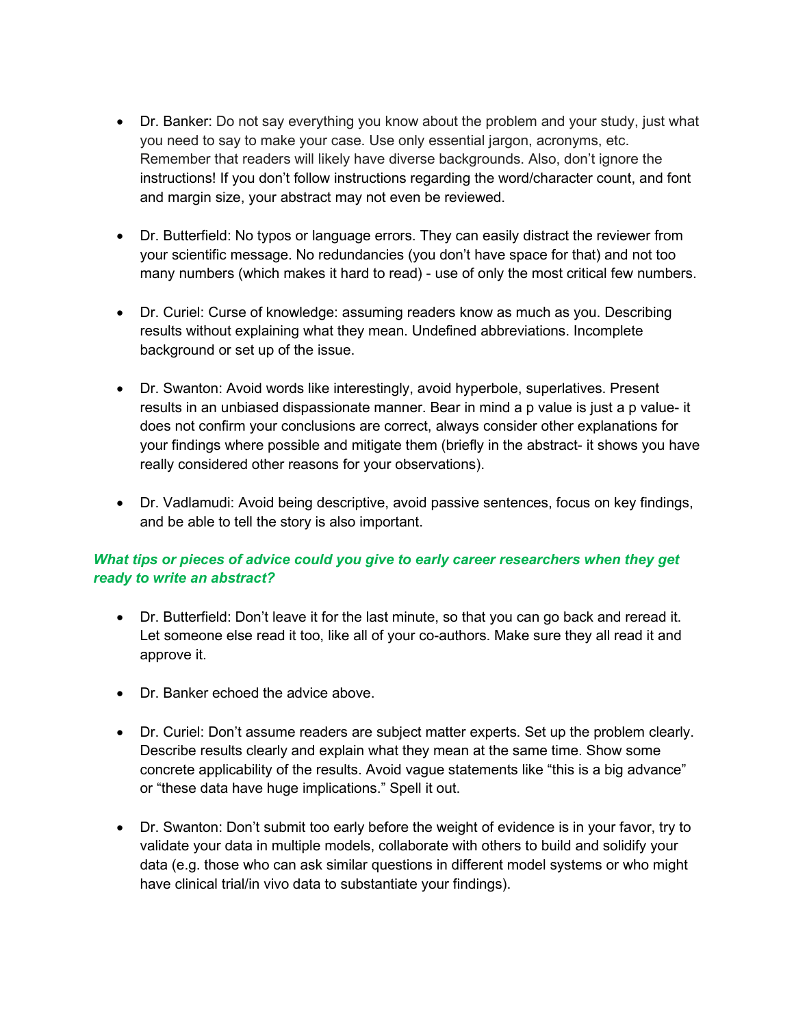- Dr. Banker: Do not say everything you know about the problem and your study, just what you need to say to make your case. Use only essential jargon, acronyms, etc. Remember that readers will likely have diverse backgrounds. Also, don't ignore the instructions! If you don't follow instructions regarding the word/character count, and font and margin size, your abstract may not even be reviewed.

- Dr. Butterfield: No typos or language errors. They can easily distract the reviewer from your scientific message. No redundancies (you don't have space for that) and not too many numbers (which makes it hard to read) - use of only the most critical few numbers.

- Dr. Curiel: Curse of knowledge: assuming readers know as much as you. Describing results without explaining what they mean. Undefined abbreviations. Incomplete background or set up of the issue.

- Dr. Swanton: Avoid words like interestingly, avoid hyperbole, superlatives. Present results in an unbiased dispassionate manner. Bear in mind a p value is just a p value- it does not confirm your conclusions are correct, always consider other explanations for your findings where possible and mitigate them (briefly in the abstract- it shows you have really considered other reasons for your observations).

- Dr. Vadlamudi: Avoid being descriptive, avoid passive sentences, focus on key findings, and be able to tell the story is also important.

***What tips or pieces of advice could you give to early career researchers when they get ready to write an abstract?***

- Dr. Butterfield: Don't leave it for the last minute, so that you can go back and reread it. Let someone else read it too, like all of your co-authors. Make sure they all read it and approve it.

- Dr. Banker echoed the advice above.

- Dr. Curiel: Don't assume readers are subject matter experts. Set up the problem clearly. Describe results clearly and explain what they mean at the same time. Show some concrete applicability of the results. Avoid vague statements like "this is a big advance" or "these data have huge implications." Spell it out.

- Dr. Swanton: Don't submit too early before the weight of evidence is in your favor, try to validate your data in multiple models, collaborate with others to build and solidify your data (e.g. those who can ask similar questions in different model systems or who might have clinical trial/in vivo data to substantiate your findings).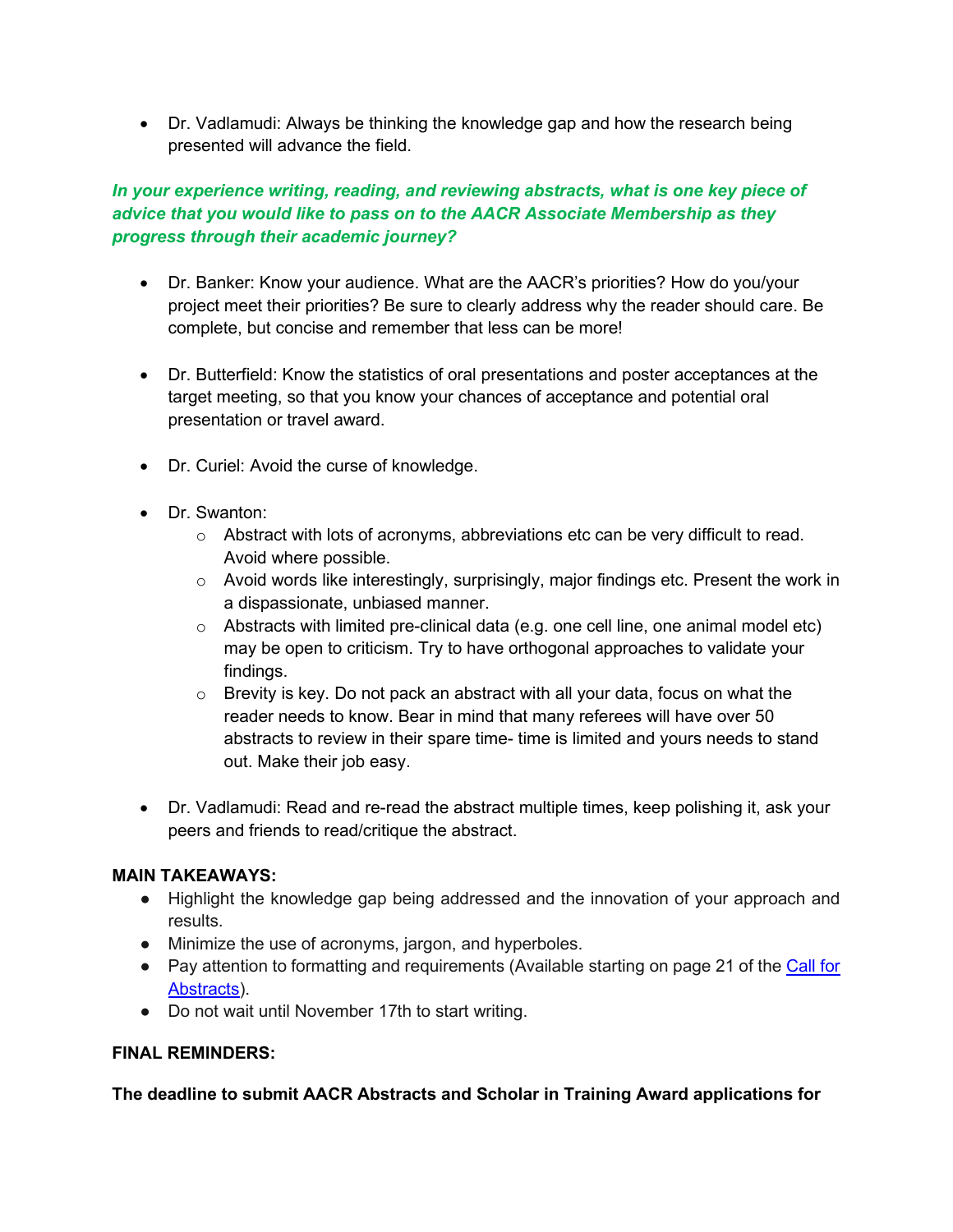- Dr. Vadlamudi: Always be thinking the knowledge gap and how the research being presented will advance the field.

***In your experience writing, reading, and reviewing abstracts, what is one key piece of advice that you would like to pass on to the AACR Associate Membership as they progress through their academic journey?***

- Dr. Banker: Know your audience. What are the AACR's priorities? How do you/your project meet their priorities? Be sure to clearly address why the reader should care. Be complete, but concise and remember that less can be more!

- Dr. Butterfield: Know the statistics of oral presentations and poster acceptances at the target meeting, so that you know your chances of acceptance and potential oral presentation or travel award.

- Dr. Curiel: Avoid the curse of knowledge.

- Dr. Swanton:
    - Abstract with lots of acronyms, abbreviations etc can be very difficult to read. Avoid where possible.
    - Avoid words like interestingly, surprisingly, major findings etc. Present the work in a dispassionate, unbiased manner.
    - Abstracts with limited pre-clinical data (e.g. one cell line, one animal model etc) may be open to criticism. Try to have orthogonal approaches to validate your findings.
    - Brevity is key. Do not pack an abstract with all your data, focus on what the reader needs to know. Bear in mind that many referees will have over 50 abstracts to review in their spare time- time is limited and yours needs to stand out. Make their job easy.

- Dr. Vadlamudi: Read and re-read the abstract multiple times, keep polishing it, ask your peers and friends to read/critique the abstract.

**MAIN TAKEAWAYS:**

- Highlight the knowledge gap being addressed and the innovation of your approach and results.
- Minimize the use of acronyms, jargon, and hyperboles.
- Pay attention to formatting and requirements (Available starting on page 21 of the [Call for Abstracts](#)).
- Do not wait until November 17th to start writing.

**FINAL REMINDERS:**

**The deadline to submit AACR Abstracts and Scholar in Training Award applications for**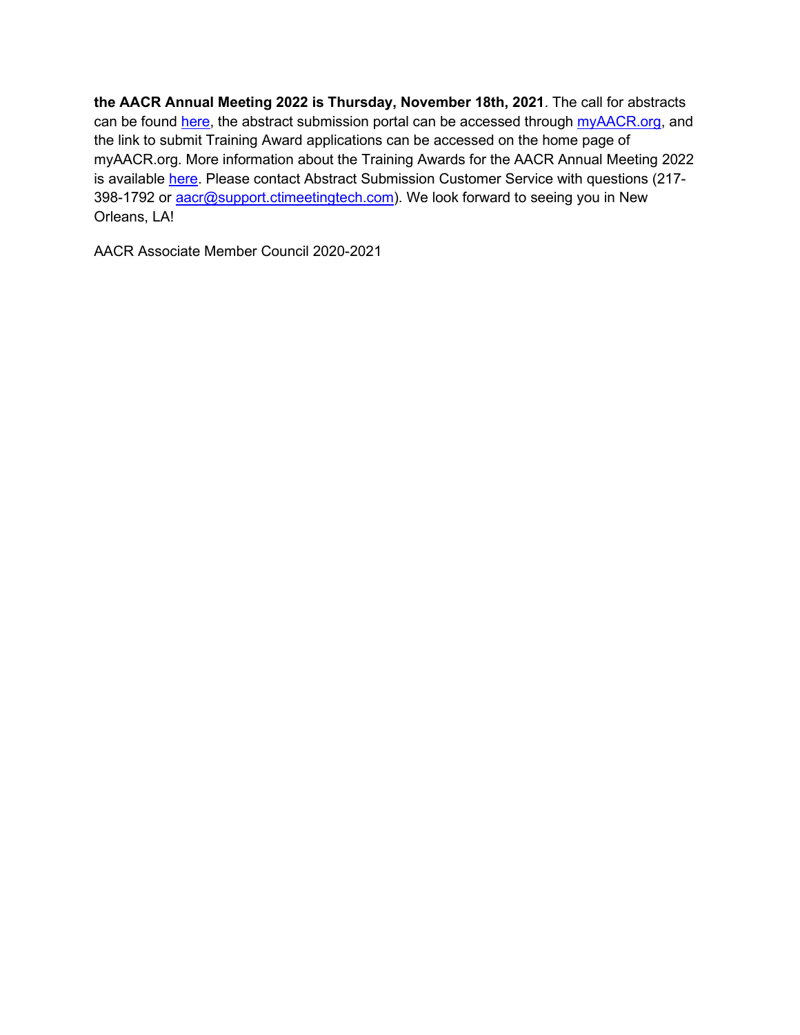**the AACR Annual Meeting 2022 is Thursday, November 18th, 2021**. The call for abstracts can be found here, the abstract submission portal can be accessed through myAACR.org, and the link to submit Training Award applications can be accessed on the home page of myAACR.org. More information about the Training Awards for the AACR Annual Meeting 2022 is available here. Please contact Abstract Submission Customer Service with questions (217-398-1792 or aacr@support.ctimeetingtech.com). We look forward to seeing you in New Orleans, LA!

AACR Associate Member Council 2020-2021